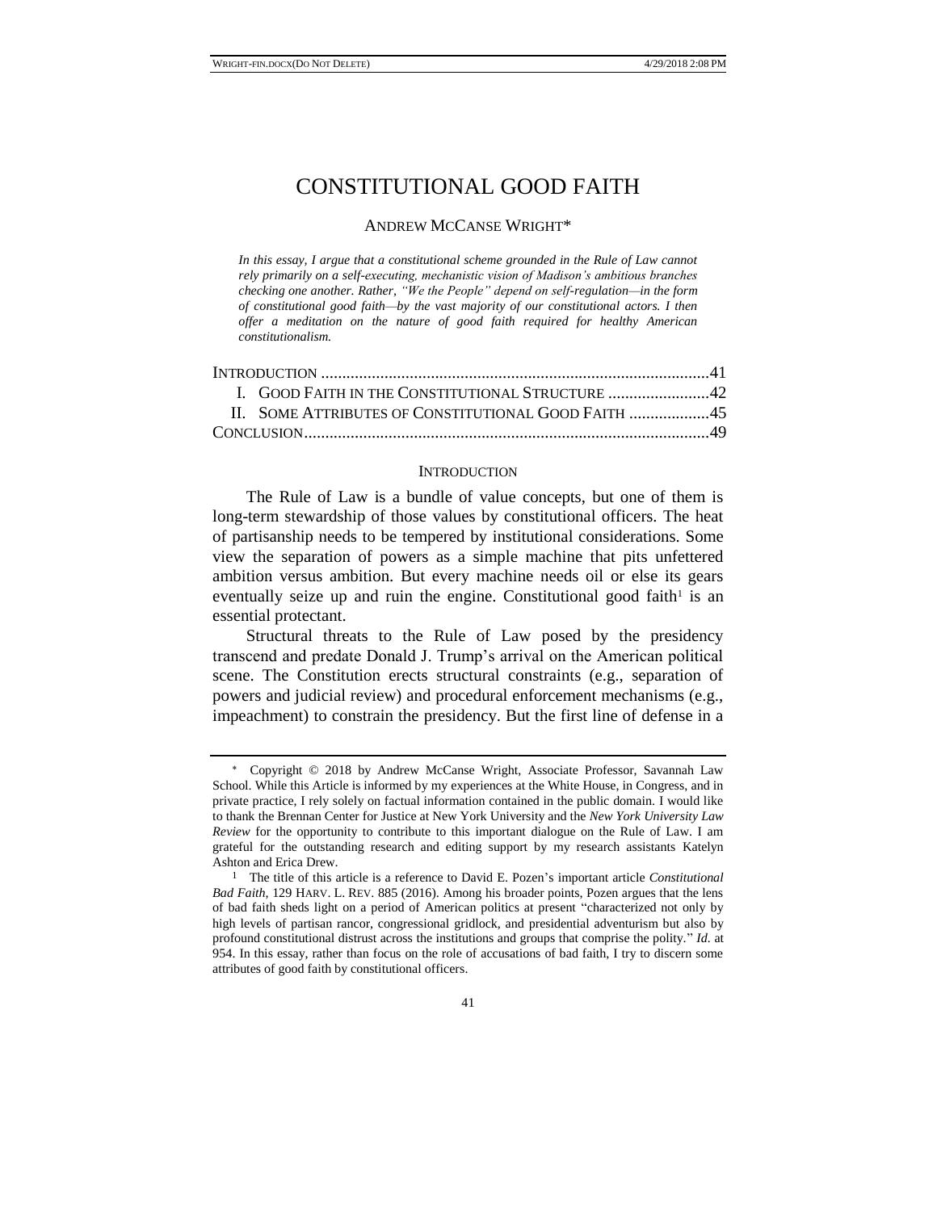# CONSTITUTIONAL GOOD FAITH

ANDREW MCCANSE WRIGHT*

*In this essay, I argue that a constitutional scheme grounded in the Rule of Law cannot rely primarily on a self-executing, mechanistic vision of Madison's ambitious branches checking one another. Rather, "We the People" depend on self-regulation—in the form of constitutional good faith—by the vast majority of our constitutional actors. I then offer a meditation on the nature of good faith required for healthy American constitutionalism.*

INTRODUCTION ....................................................................................41
I. GOOD FAITH IN THE CONSTITUTIONAL STRUCTURE ........................42
II. SOME ATTRIBUTES OF CONSTITUTIONAL GOOD FAITH ...................45
CONCLUSION........................................................................................49

## INTRODUCTION

The Rule of Law is a bundle of value concepts, but one of them is long-term stewardship of those values by constitutional officers. The heat of partisanship needs to be tempered by institutional considerations. Some view the separation of powers as a simple machine that pits unfettered ambition versus ambition. But every machine needs oil or else its gears eventually seize up and ruin the engine. Constitutional good faith[1] is an essential protectant.

Structural threats to the Rule of Law posed by the presidency transcend and predate Donald J. Trump's arrival on the American political scene. The Constitution erects structural constraints (e.g., separation of powers and judicial review) and procedural enforcement mechanisms (e.g., impeachment) to constrain the presidency. But the first line of defense in a

---

* Copyright © 2018 by Andrew McCanse Wright, Associate Professor, Savannah Law School. While this Article is informed by my experiences at the White House, in Congress, and in private practice, I rely solely on factual information contained in the public domain. I would like to thank the Brennan Center for Justice at New York University and the *New York University Law Review* for the opportunity to contribute to this important dialogue on the Rule of Law. I am grateful for the outstanding research and editing support by my research assistants Katelyn Ashton and Erica Drew.

[1] The title of this article is a reference to David E. Pozen's important article *Constitutional Bad Faith*, 129 HARV. L. REV. 885 (2016). Among his broader points, Pozen argues that the lens of bad faith sheds light on a period of American politics at present "characterized not only by high levels of partisan rancor, congressional gridlock, and presidential adventurism but also by profound constitutional distrust across the institutions and groups that comprise the polity." *Id.* at 954. In this essay, rather than focus on the role of accusations of bad faith, I try to discern some attributes of good faith by constitutional officers.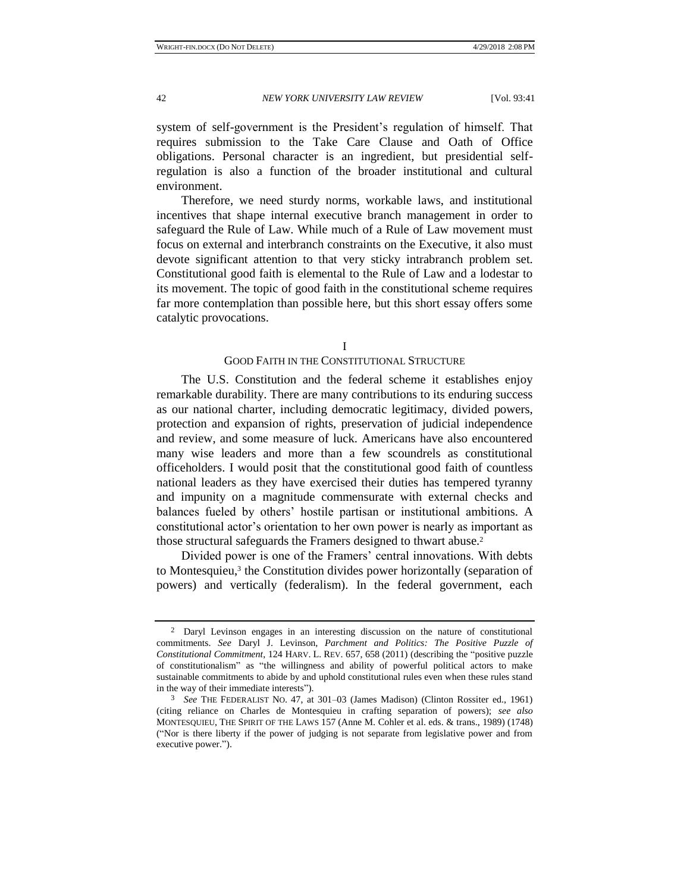system of self-government is the President's regulation of himself. That requires submission to the Take Care Clause and Oath of Office obligations. Personal character is an ingredient, but presidential self-regulation is also a function of the broader institutional and cultural environment.

Therefore, we need sturdy norms, workable laws, and institutional incentives that shape internal executive branch management in order to safeguard the Rule of Law. While much of a Rule of Law movement must focus on external and interbranch constraints on the Executive, it also must devote significant attention to that very sticky intrabranch problem set. Constitutional good faith is elemental to the Rule of Law and a lodestar to its movement. The topic of good faith in the constitutional scheme requires far more contemplation than possible here, but this short essay offers some catalytic provocations.

## I
## GOOD FAITH IN THE CONSTITUTIONAL STRUCTURE

The U.S. Constitution and the federal scheme it establishes enjoy remarkable durability. There are many contributions to its enduring success as our national charter, including democratic legitimacy, divided powers, protection and expansion of rights, preservation of judicial independence and review, and some measure of luck. Americans have also encountered many wise leaders and more than a few scoundrels as constitutional officeholders. I would posit that the constitutional good faith of countless national leaders as they have exercised their duties has tempered tyranny and impunity on a magnitude commensurate with external checks and balances fueled by others' hostile partisan or institutional ambitions. A constitutional actor's orientation to her own power is nearly as important as those structural safeguards the Framers designed to thwart abuse.[2]

Divided power is one of the Framers' central innovations. With debts to Montesquieu,[3] the Constitution divides power horizontally (separation of powers) and vertically (federalism). In the federal government, each

---

[2] Daryl Levinson engages in an interesting discussion on the nature of constitutional commitments. *See* Daryl J. Levinson, *Parchment and Politics: The Positive Puzzle of Constitutional Commitment*, 124 HARV. L. REV. 657, 658 (2011) (describing the "positive puzzle of constitutionalism" as "the willingness and ability of powerful political actors to make sustainable commitments to abide by and uphold constitutional rules even when these rules stand in the way of their immediate interests").

[3] *See* THE FEDERALIST NO. 47, at 301–03 (James Madison) (Clinton Rossiter ed., 1961) (citing reliance on Charles de Montesquieu in crafting separation of powers); *see also* MONTESQUIEU, THE SPIRIT OF THE LAWS 157 (Anne M. Cohler et al. eds. & trans., 1989) (1748) ("Nor is there liberty if the power of judging is not separate from legislative power and from executive power.").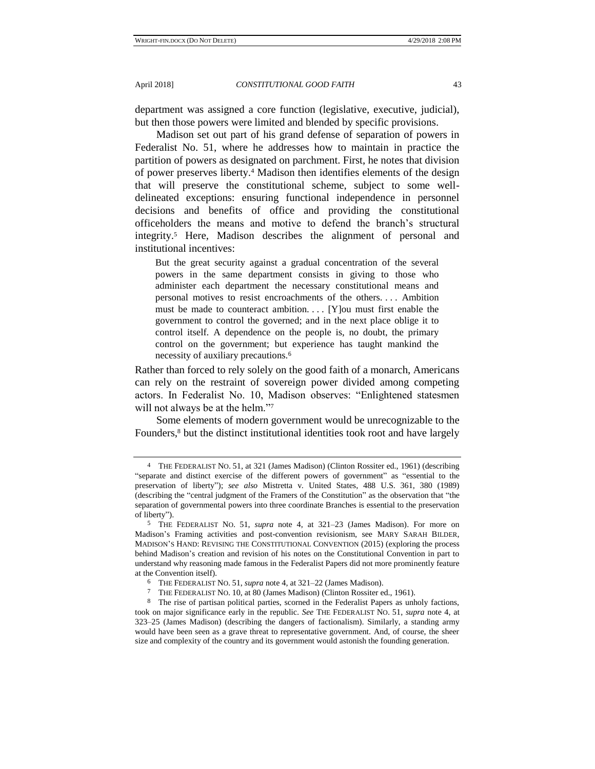department was assigned a core function (legislative, executive, judicial), but then those powers were limited and blended by specific provisions.

Madison set out part of his grand defense of separation of powers in Federalist No. 51, where he addresses how to maintain in practice the partition of powers as designated on parchment. First, he notes that division of power preserves liberty.[4] Madison then identifies elements of the design that will preserve the constitutional scheme, subject to some well-delineated exceptions: ensuring functional independence in personnel decisions and benefits of office and providing the constitutional officeholders the means and motive to defend the branch's structural integrity.[5] Here, Madison describes the alignment of personal and institutional incentives:

> But the great security against a gradual concentration of the several powers in the same department consists in giving to those who administer each department the necessary constitutional means and personal motives to resist encroachments of the others. . . . Ambition must be made to counteract ambition. . . . [Y]ou must first enable the government to control the governed; and in the next place oblige it to control itself. A dependence on the people is, no doubt, the primary control on the government; but experience has taught mankind the necessity of auxiliary precautions.[6]

Rather than forced to rely solely on the good faith of a monarch, Americans can rely on the restraint of sovereign power divided among competing actors. In Federalist No. 10, Madison observes: "Enlightened statesmen will not always be at the helm."[7]

Some elements of modern government would be unrecognizable to the Founders,[8] but the distinct institutional identities took root and have largely

---

4 THE FEDERALIST NO. 51, at 321 (James Madison) (Clinton Rossiter ed., 1961) (describing "separate and distinct exercise of the different powers of government" as "essential to the preservation of liberty"); *see also* Mistretta v. United States, 488 U.S. 361, 380 (1989) (describing the "central judgment of the Framers of the Constitution" as the observation that "the separation of governmental powers into three coordinate Branches is essential to the preservation of liberty").

5 THE FEDERALIST NO. 51, *supra* note 4, at 321–23 (James Madison). For more on Madison's Framing activities and post-convention revisionism, see MARY SARAH BILDER, MADISON'S HAND: REVISING THE CONSTITUTIONAL CONVENTION (2015) (exploring the process behind Madison's creation and revision of his notes on the Constitutional Convention in part to understand why reasoning made famous in the Federalist Papers did not more prominently feature at the Convention itself).

6 THE FEDERALIST NO. 51, *supra* note 4, at 321–22 (James Madison).

7 THE FEDERALIST NO. 10, at 80 (James Madison) (Clinton Rossiter ed., 1961).

8 The rise of partisan political parties, scorned in the Federalist Papers as unholy factions, took on major significance early in the republic. *See* THE FEDERALIST NO. 51, *supra* note 4, at 323–25 (James Madison) (describing the dangers of factionalism). Similarly, a standing army would have been seen as a grave threat to representative government. And, of course, the sheer size and complexity of the country and its government would astonish the founding generation.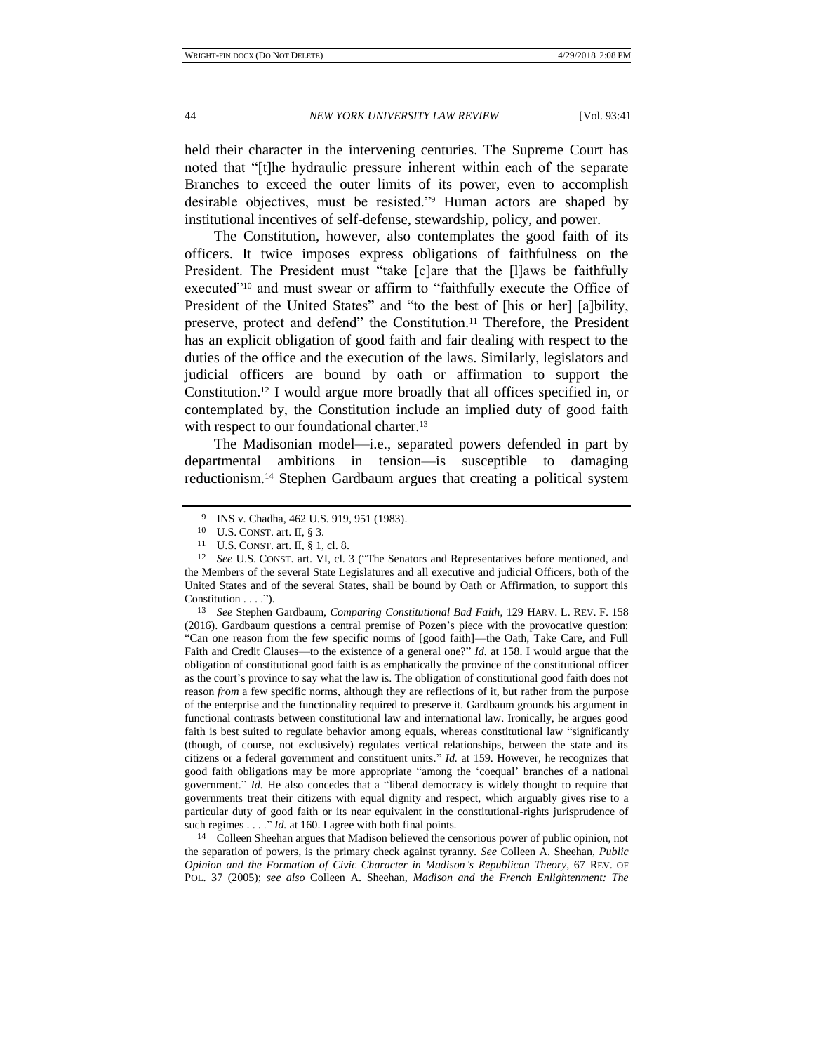held their character in the intervening centuries. The Supreme Court has noted that "[t]he hydraulic pressure inherent within each of the separate Branches to exceed the outer limits of its power, even to accomplish desirable objectives, must be resisted."[9] Human actors are shaped by institutional incentives of self-defense, stewardship, policy, and power.

The Constitution, however, also contemplates the good faith of its officers. It twice imposes express obligations of faithfulness on the President. The President must "take [c]are that the [l]aws be faithfully executed"[10] and must swear or affirm to "faithfully execute the Office of President of the United States" and "to the best of [his or her] [a]bility, preserve, protect and defend" the Constitution.[11] Therefore, the President has an explicit obligation of good faith and fair dealing with respect to the duties of the office and the execution of the laws. Similarly, legislators and judicial officers are bound by oath or affirmation to support the Constitution.[12] I would argue more broadly that all offices specified in, or contemplated by, the Constitution include an implied duty of good faith with respect to our foundational charter.[13]

The Madisonian model—i.e., separated powers defended in part by departmental ambitions in tension—is susceptible to damaging reductionism.[14] Stephen Gardbaum argues that creating a political system

---

9 INS v. Chadha, 462 U.S. 919, 951 (1983).

10 U.S. CONST. art. II, § 3.

11 U.S. CONST. art. II, § 1, cl. 8.

12 *See* U.S. CONST. art. VI, cl. 3 ("The Senators and Representatives before mentioned, and the Members of the several State Legislatures and all executive and judicial Officers, both of the United States and of the several States, shall be bound by Oath or Affirmation, to support this Constitution . . . .").

13 *See* Stephen Gardbaum, *Comparing Constitutional Bad Faith*, 129 HARV. L. REV. F. 158 (2016). Gardbaum questions a central premise of Pozen's piece with the provocative question: "Can one reason from the few specific norms of [good faith]—the Oath, Take Care, and Full Faith and Credit Clauses—to the existence of a general one?" *Id.* at 158. I would argue that the obligation of constitutional good faith is as emphatically the province of the constitutional officer as the court's province to say what the law is. The obligation of constitutional good faith does not reason *from* a few specific norms, although they are reflections of it, but rather from the purpose of the enterprise and the functionality required to preserve it. Gardbaum grounds his argument in functional contrasts between constitutional law and international law. Ironically, he argues good faith is best suited to regulate behavior among equals, whereas constitutional law "significantly (though, of course, not exclusively) regulates vertical relationships, between the state and its citizens or a federal government and constituent units." *Id.* at 159. However, he recognizes that good faith obligations may be more appropriate "among the 'coequal' branches of a national government." *Id.* He also concedes that a "liberal democracy is widely thought to require that governments treat their citizens with equal dignity and respect, which arguably gives rise to a particular duty of good faith or its near equivalent in the constitutional-rights jurisprudence of such regimes . . . ." *Id.* at 160. I agree with both final points.

14 Colleen Sheehan argues that Madison believed the censorious power of public opinion, not the separation of powers, is the primary check against tyranny. *See* Colleen A. Sheehan, *Public Opinion and the Formation of Civic Character in Madison's Republican Theory*, 67 REV. OF POL. 37 (2005); *see also* Colleen A. Sheehan, *Madison and the French Enlightenment: The*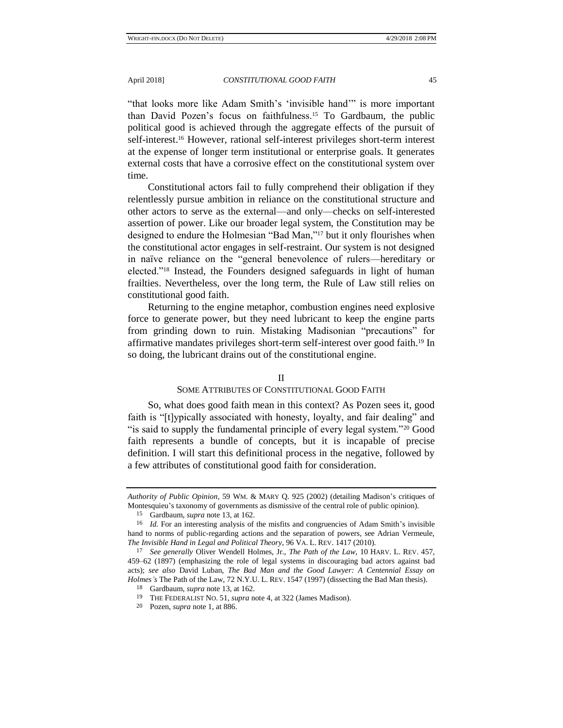"that looks more like Adam Smith's 'invisible hand'" is more important than David Pozen's focus on faithfulness.[15] To Gardbaum, the public political good is achieved through the aggregate effects of the pursuit of self-interest.[16] However, rational self-interest privileges short-term interest at the expense of longer term institutional or enterprise goals. It generates external costs that have a corrosive effect on the constitutional system over time.

Constitutional actors fail to fully comprehend their obligation if they relentlessly pursue ambition in reliance on the constitutional structure and other actors to serve as the external—and only—checks on self-interested assertion of power. Like our broader legal system, the Constitution may be designed to endure the Holmesian "Bad Man,"[17] but it only flourishes when the constitutional actor engages in self-restraint. Our system is not designed in naïve reliance on the "general benevolence of rulers—hereditary or elected."[18] Instead, the Founders designed safeguards in light of human frailties. Nevertheless, over the long term, the Rule of Law still relies on constitutional good faith.

Returning to the engine metaphor, combustion engines need explosive force to generate power, but they need lubricant to keep the engine parts from grinding down to ruin. Mistaking Madisonian "precautions" for affirmative mandates privileges short-term self-interest over good faith.[19] In so doing, the lubricant drains out of the constitutional engine.

## II
## Some Attributes of Constitutional Good Faith

So, what does good faith mean in this context? As Pozen sees it, good faith is "[t]ypically associated with honesty, loyalty, and fair dealing" and "is said to supply the fundamental principle of every legal system."[20] Good faith represents a bundle of concepts, but it is incapable of precise definition. I will start this definitional process in the negative, followed by a few attributes of constitutional good faith for consideration.

---

*Authority of Public Opinion*, 59 Wm. & Mary Q. 925 (2002) (detailing Madison's critiques of Montesquieu's taxonomy of governments as dismissive of the central role of public opinion).

15 Gardbaum, *supra* note 13, at 162.

16 *Id.* For an interesting analysis of the misfits and congruencies of Adam Smith's invisible hand to norms of public-regarding actions and the separation of powers, see Adrian Vermeule, *The Invisible Hand in Legal and Political Theory*, 96 Va. L. Rev. 1417 (2010).

17 *See generally* Oliver Wendell Holmes, Jr., *The Path of the Law*, 10 Harv. L. Rev. 457, 459–62 (1897) (emphasizing the role of legal systems in discouraging bad actors against bad acts); *see also* David Luban, *The Bad Man and the Good Lawyer: A Centennial Essay on Holmes's* The Path of the Law, 72 N.Y.U. L. Rev. 1547 (1997) (dissecting the Bad Man thesis).

18 Gardbaum, *supra* note 13, at 162.

19 The Federalist No. 51, *supra* note 4, at 322 (James Madison).

20 Pozen, *supra* note 1, at 886.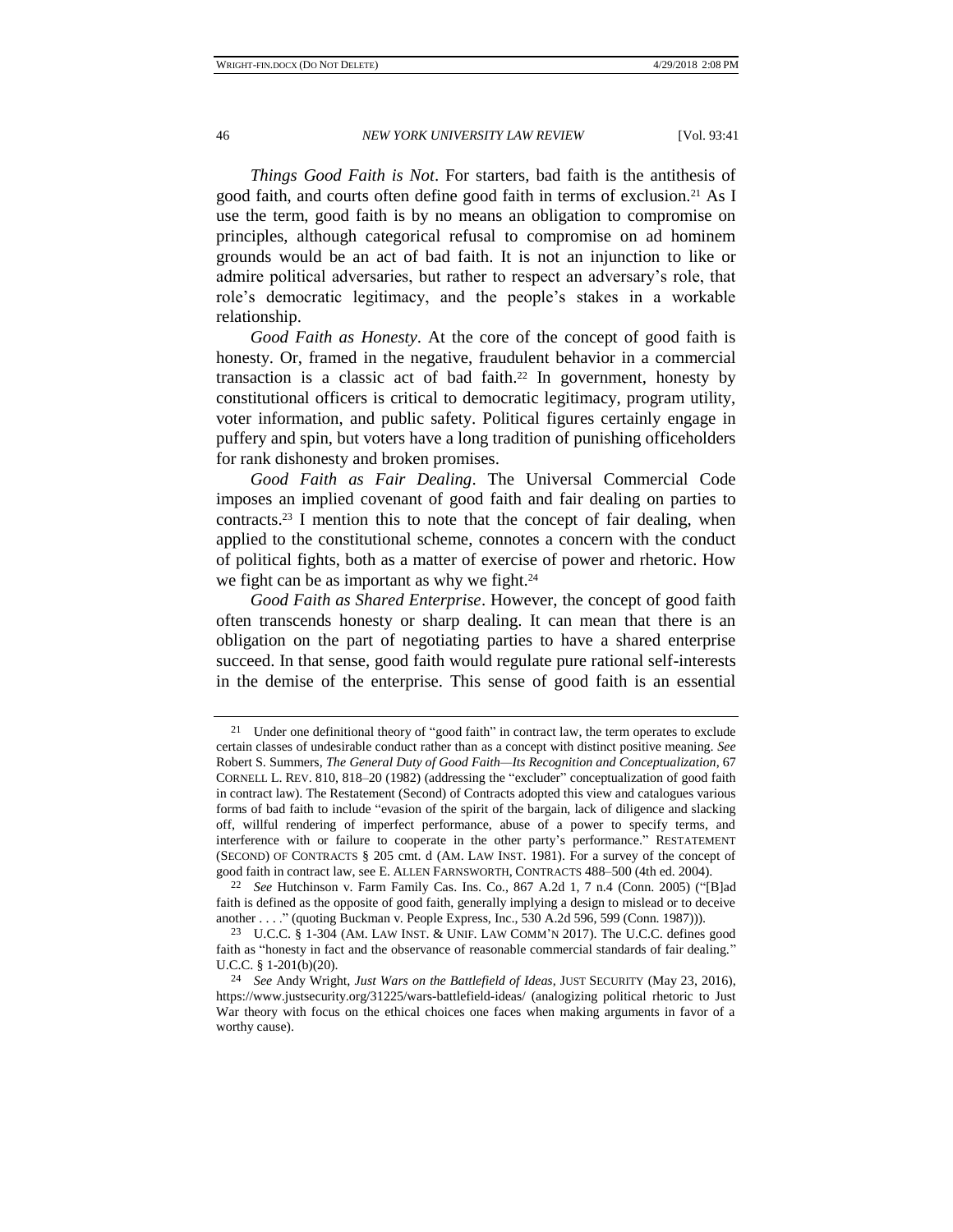*Things Good Faith is Not*. For starters, bad faith is the antithesis of good faith, and courts often define good faith in terms of exclusion.[21] As I use the term, good faith is by no means an obligation to compromise on principles, although categorical refusal to compromise on ad hominem grounds would be an act of bad faith. It is not an injunction to like or admire political adversaries, but rather to respect an adversary's role, that role's democratic legitimacy, and the people's stakes in a workable relationship.

*Good Faith as Honesty*. At the core of the concept of good faith is honesty. Or, framed in the negative, fraudulent behavior in a commercial transaction is a classic act of bad faith.[22] In government, honesty by constitutional officers is critical to democratic legitimacy, program utility, voter information, and public safety. Political figures certainly engage in puffery and spin, but voters have a long tradition of punishing officeholders for rank dishonesty and broken promises.

*Good Faith as Fair Dealing*. The Universal Commercial Code imposes an implied covenant of good faith and fair dealing on parties to contracts.[23] I mention this to note that the concept of fair dealing, when applied to the constitutional scheme, connotes a concern with the conduct of political fights, both as a matter of exercise of power and rhetoric. How we fight can be as important as why we fight.[24]

*Good Faith as Shared Enterprise*. However, the concept of good faith often transcends honesty or sharp dealing. It can mean that there is an obligation on the part of negotiating parties to have a shared enterprise succeed. In that sense, good faith would regulate pure rational self-interests in the demise of the enterprise. This sense of good faith is an essential

---

[21] Under one definitional theory of "good faith" in contract law, the term operates to exclude certain classes of undesirable conduct rather than as a concept with distinct positive meaning. *See* Robert S. Summers, *The General Duty of Good Faith—Its Recognition and Conceptualization*, 67 CORNELL L. REV. 810, 818–20 (1982) (addressing the "excluder" conceptualization of good faith in contract law). The Restatement (Second) of Contracts adopted this view and catalogues various forms of bad faith to include "evasion of the spirit of the bargain, lack of diligence and slacking off, willful rendering of imperfect performance, abuse of a power to specify terms, and interference with or failure to cooperate in the other party's performance." RESTATEMENT (SECOND) OF CONTRACTS § 205 cmt. d (AM. LAW INST. 1981). For a survey of the concept of good faith in contract law, see E. ALLEN FARNSWORTH, CONTRACTS 488–500 (4th ed. 2004).

[22] *See* Hutchinson v. Farm Family Cas. Ins. Co., 867 A.2d 1, 7 n.4 (Conn. 2005) ("[B]ad faith is defined as the opposite of good faith, generally implying a design to mislead or to deceive another . . . ." (quoting Buckman v. People Express, Inc., 530 A.2d 596, 599 (Conn. 1987))).

[23] U.C.C. § 1-304 (AM. LAW INST. & UNIF. LAW COMM'N 2017). The U.C.C. defines good faith as "honesty in fact and the observance of reasonable commercial standards of fair dealing." U.C.C. § 1-201(b)(20).

[24] *See* Andy Wright, *Just Wars on the Battlefield of Ideas*, JUST SECURITY (May 23, 2016), https://www.justsecurity.org/31225/wars-battlefield-ideas/ (analogizing political rhetoric to Just War theory with focus on the ethical choices one faces when making arguments in favor of a worthy cause).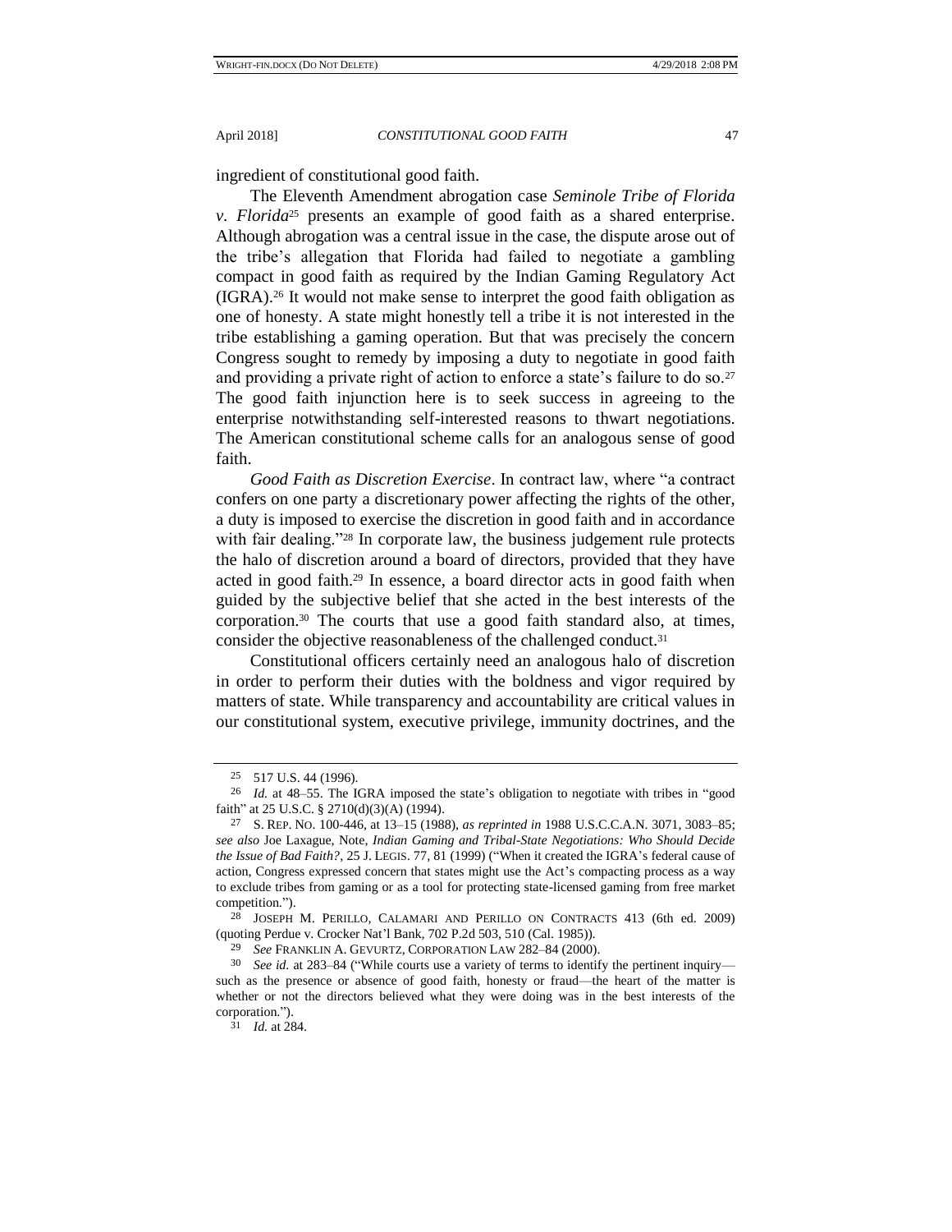ingredient of constitutional good faith.

The Eleventh Amendment abrogation case *Seminole Tribe of Florida v. Florida*[25] presents an example of good faith as a shared enterprise. Although abrogation was a central issue in the case, the dispute arose out of the tribe's allegation that Florida had failed to negotiate a gambling compact in good faith as required by the Indian Gaming Regulatory Act (IGRA).[26] It would not make sense to interpret the good faith obligation as one of honesty. A state might honestly tell a tribe it is not interested in the tribe establishing a gaming operation. But that was precisely the concern Congress sought to remedy by imposing a duty to negotiate in good faith and providing a private right of action to enforce a state's failure to do so.[27] The good faith injunction here is to seek success in agreeing to the enterprise notwithstanding self-interested reasons to thwart negotiations. The American constitutional scheme calls for an analogous sense of good faith.

*Good Faith as Discretion Exercise*. In contract law, where "a contract confers on one party a discretionary power affecting the rights of the other, a duty is imposed to exercise the discretion in good faith and in accordance with fair dealing."[28] In corporate law, the business judgement rule protects the halo of discretion around a board of directors, provided that they have acted in good faith.[29] In essence, a board director acts in good faith when guided by the subjective belief that she acted in the best interests of the corporation.[30] The courts that use a good faith standard also, at times, consider the objective reasonableness of the challenged conduct.[31]

Constitutional officers certainly need an analogous halo of discretion in order to perform their duties with the boldness and vigor required by matters of state. While transparency and accountability are critical values in our constitutional system, executive privilege, immunity doctrines, and the

---

[25] 517 U.S. 44 (1996).

[26] *Id.* at 48–55. The IGRA imposed the state's obligation to negotiate with tribes in "good faith" at 25 U.S.C. § 2710(d)(3)(A) (1994).

[27] S. REP. NO. 100-446, at 13–15 (1988), *as reprinted in* 1988 U.S.C.C.A.N. 3071, 3083–85; *see also* Joe Laxague, Note, *Indian Gaming and Tribal-State Negotiations: Who Should Decide the Issue of Bad Faith?*, 25 J. LEGIS. 77, 81 (1999) ("When it created the IGRA's federal cause of action, Congress expressed concern that states might use the Act's compacting process as a way to exclude tribes from gaming or as a tool for protecting state-licensed gaming from free market competition.").

[28] JOSEPH M. PERILLO, CALAMARI AND PERILLO ON CONTRACTS 413 (6th ed. 2009) (quoting Perdue v. Crocker Nat'l Bank, 702 P.2d 503, 510 (Cal. 1985)).

[29] *See* FRANKLIN A. GEVURTZ, CORPORATION LAW 282–84 (2000).

[30] *See id.* at 283–84 ("While courts use a variety of terms to identify the pertinent inquiry—such as the presence or absence of good faith, honesty or fraud—the heart of the matter is whether or not the directors believed what they were doing was in the best interests of the corporation.").

[31] *Id.* at 284.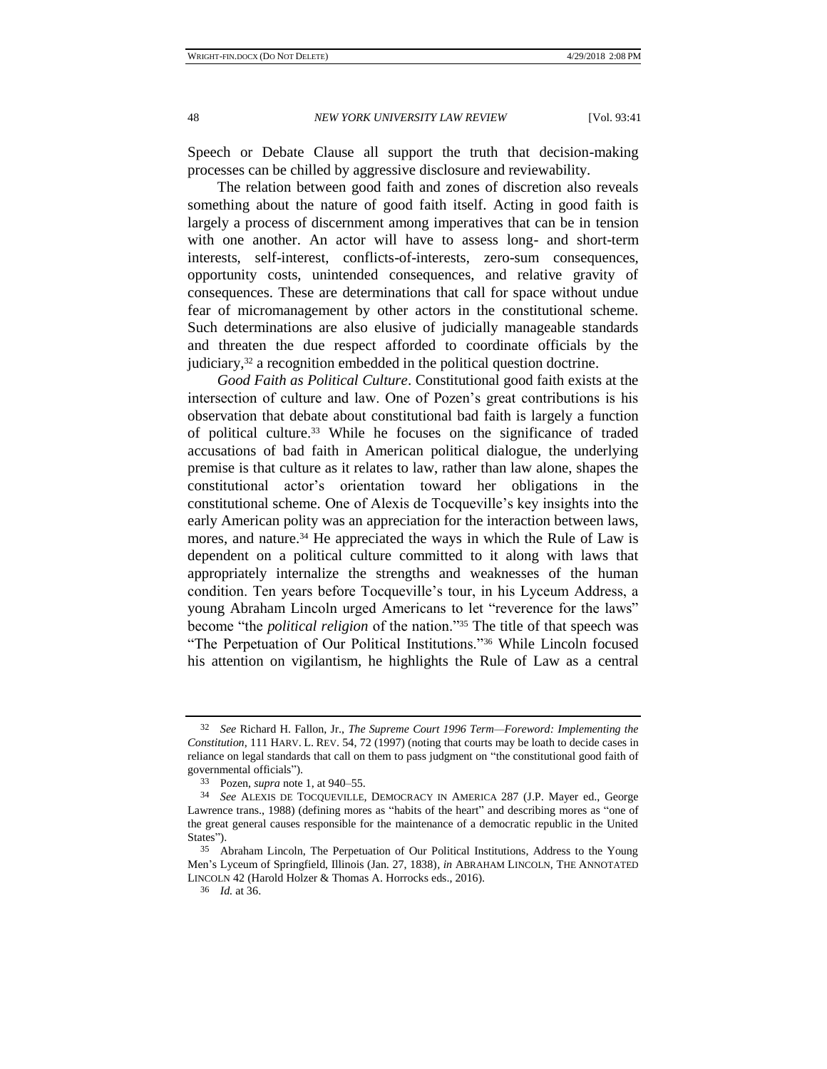Speech or Debate Clause all support the truth that decision-making processes can be chilled by aggressive disclosure and reviewability.

The relation between good faith and zones of discretion also reveals something about the nature of good faith itself. Acting in good faith is largely a process of discernment among imperatives that can be in tension with one another. An actor will have to assess long- and short-term interests, self-interest, conflicts-of-interests, zero-sum consequences, opportunity costs, unintended consequences, and relative gravity of consequences. These are determinations that call for space without undue fear of micromanagement by other actors in the constitutional scheme. Such determinations are also elusive of judicially manageable standards and threaten the due respect afforded to coordinate officials by the judiciary,[32] a recognition embedded in the political question doctrine.

*Good Faith as Political Culture*. Constitutional good faith exists at the intersection of culture and law. One of Pozen's great contributions is his observation that debate about constitutional bad faith is largely a function of political culture.[33] While he focuses on the significance of traded accusations of bad faith in American political dialogue, the underlying premise is that culture as it relates to law, rather than law alone, shapes the constitutional actor's orientation toward her obligations in the constitutional scheme. One of Alexis de Tocqueville's key insights into the early American polity was an appreciation for the interaction between laws, mores, and nature.[34] He appreciated the ways in which the Rule of Law is dependent on a political culture committed to it along with laws that appropriately internalize the strengths and weaknesses of the human condition. Ten years before Tocqueville's tour, in his Lyceum Address, a young Abraham Lincoln urged Americans to let "reverence for the laws" become "the *political religion* of the nation."[35] The title of that speech was "The Perpetuation of Our Political Institutions."[36] While Lincoln focused his attention on vigilantism, he highlights the Rule of Law as a central

---

32 *See* Richard H. Fallon, Jr., *The Supreme Court 1996 Term—Foreword: Implementing the Constitution*, 111 HARV. L. REV. 54, 72 (1997) (noting that courts may be loath to decide cases in reliance on legal standards that call on them to pass judgment on "the constitutional good faith of governmental officials").

33 Pozen, *supra* note 1, at 940–55.

34 *See* ALEXIS DE TOCQUEVILLE, DEMOCRACY IN AMERICA 287 (J.P. Mayer ed., George Lawrence trans., 1988) (defining mores as "habits of the heart" and describing mores as "one of the great general causes responsible for the maintenance of a democratic republic in the United States").

35 Abraham Lincoln, The Perpetuation of Our Political Institutions, Address to the Young Men's Lyceum of Springfield, Illinois (Jan. 27, 1838), *in* ABRAHAM LINCOLN, THE ANNOTATED LINCOLN 42 (Harold Holzer & Thomas A. Horrocks eds., 2016).

36 *Id.* at 36.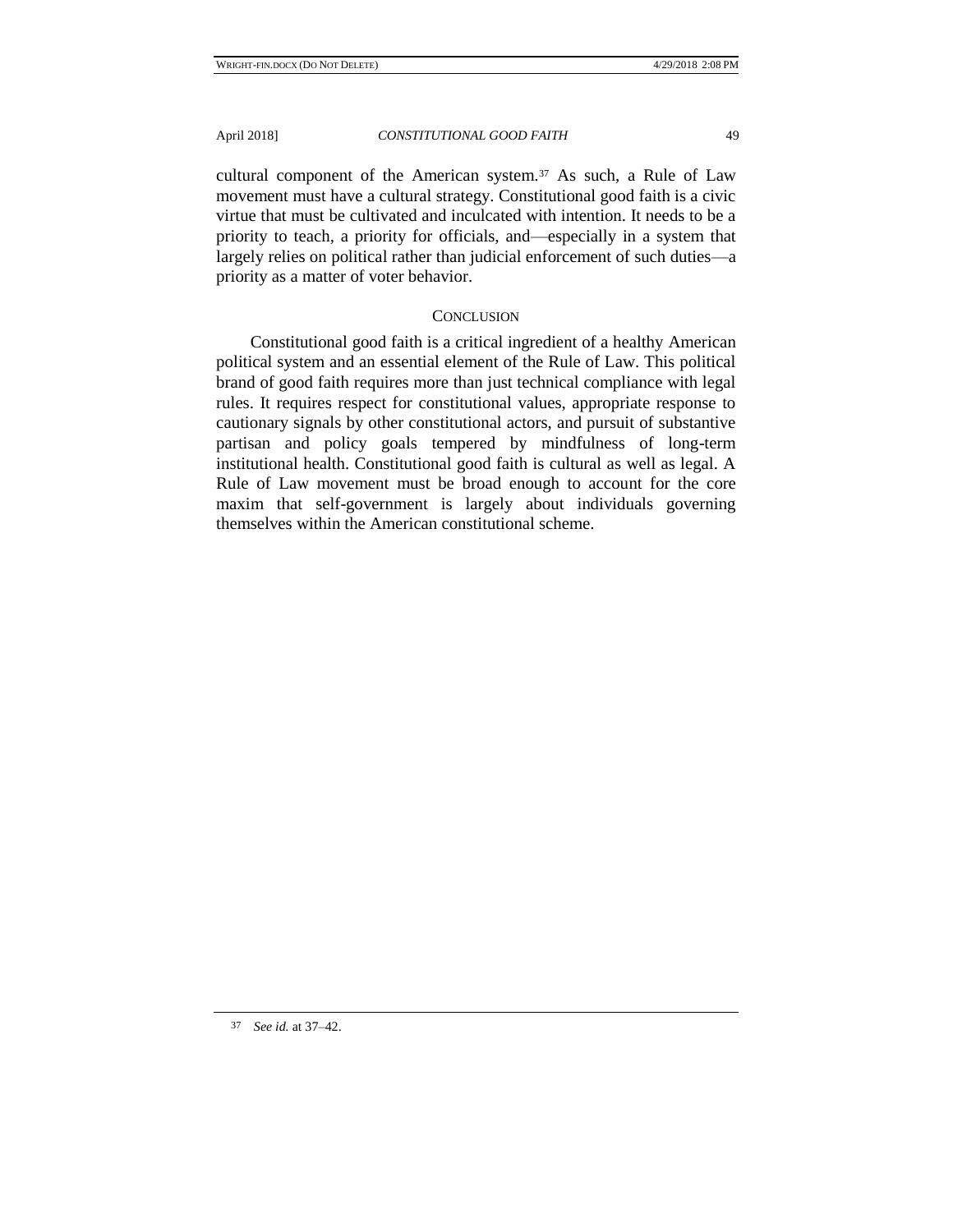cultural component of the American system.[37] As such, a Rule of Law movement must have a cultural strategy. Constitutional good faith is a civic virtue that must be cultivated and inculcated with intention. It needs to be a priority to teach, a priority for officials, and—especially in a system that largely relies on political rather than judicial enforcement of such duties—a priority as a matter of voter behavior.

## CONCLUSION

Constitutional good faith is a critical ingredient of a healthy American political system and an essential element of the Rule of Law. This political brand of good faith requires more than just technical compliance with legal rules. It requires respect for constitutional values, appropriate response to cautionary signals by other constitutional actors, and pursuit of substantive partisan and policy goals tempered by mindfulness of long-term institutional health. Constitutional good faith is cultural as well as legal. A Rule of Law movement must be broad enough to account for the core maxim that self-government is largely about individuals governing themselves within the American constitutional scheme.

---

[37] *See id.* at 37–42.